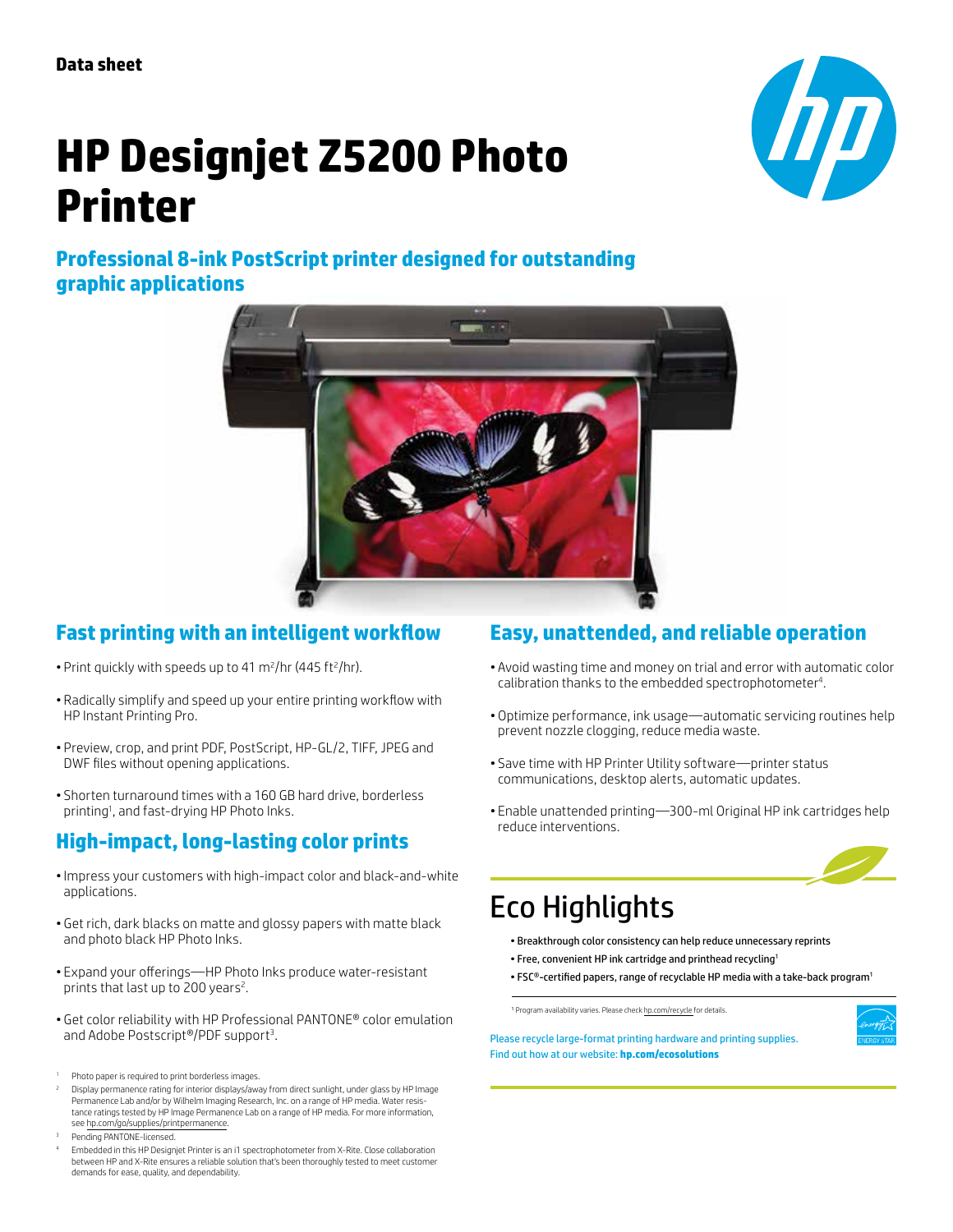Data sheet

# HP Designjet Z5200 Photo Printer

## Professional 8-ink PostScript printer designed for outstanding graphic applications

## Fast printing with an intelligent workflow

- Print quickly with speeds up to 41 $m^2$/hr (445 $ft^2$/hr).
- Radically simplify and speed up your entire printing workflow with HP Instant Printing Pro.
- Preview, crop, and print PDF, PostScript, HP-GL/2, TIFF, JPEG and DWF files without opening applications.
- Shorten turnaround times with a 160 GB hard drive, borderless printing[1], and fast-drying HP Photo Inks.

## High-impact, long-lasting color prints

- Impress your customers with high-impact color and black-and-white applications.
- Get rich, dark blacks on matte and glossy papers with matte black and photo black HP Photo Inks.
- Expand your offerings—HP Photo Inks produce water-resistant prints that last up to 200 years[2].
- Get color reliability with HP Professional PANTONE® color emulation and Adobe Postscript®/PDF support[3].

[1] Photo paper is required to print borderless images.

[2] Display permanence rating for interior displays/away from direct sunlight, under glass by HP Image Permanence Lab and/or by Wilhelm Imaging Research, Inc. on a range of HP media. Water resistance ratings tested by HP Image Permanence Lab on a range of HP media. For more information, see hp.com/go/supplies/printpermanence.

[3] Pending PANTONE-licensed.

[4] Embedded in this HP Designjet Printer is an i1 spectrophotometer from X-Rite. Close collaboration between HP and X-Rite ensures a reliable solution that's been thoroughly tested to meet customer demands for ease, quality, and dependability.

## Easy, unattended, and reliable operation

- Avoid wasting time and money on trial and error with automatic color calibration thanks to the embedded spectrophotometer[4].
- Optimize performance, ink usage—automatic servicing routines help prevent nozzle clogging, reduce media waste.
- Save time with HP Printer Utility software—printer status communications, desktop alerts, automatic updates.
- Enable unattended printing—300-ml Original HP ink cartridges help reduce interventions.

## Eco Highlights

- Breakthrough color consistency can help reduce unnecessary reprints
- Free, convenient HP ink cartridge and printhead recycling[1]
- FSC®-certified papers, range of recyclable HP media with a take-back program[1]

[1] Program availability varies. Please check hp.com/recycle for details.

Please recycle large-format printing hardware and printing supplies. Find out how at our website: **hp.com/ecosolutions**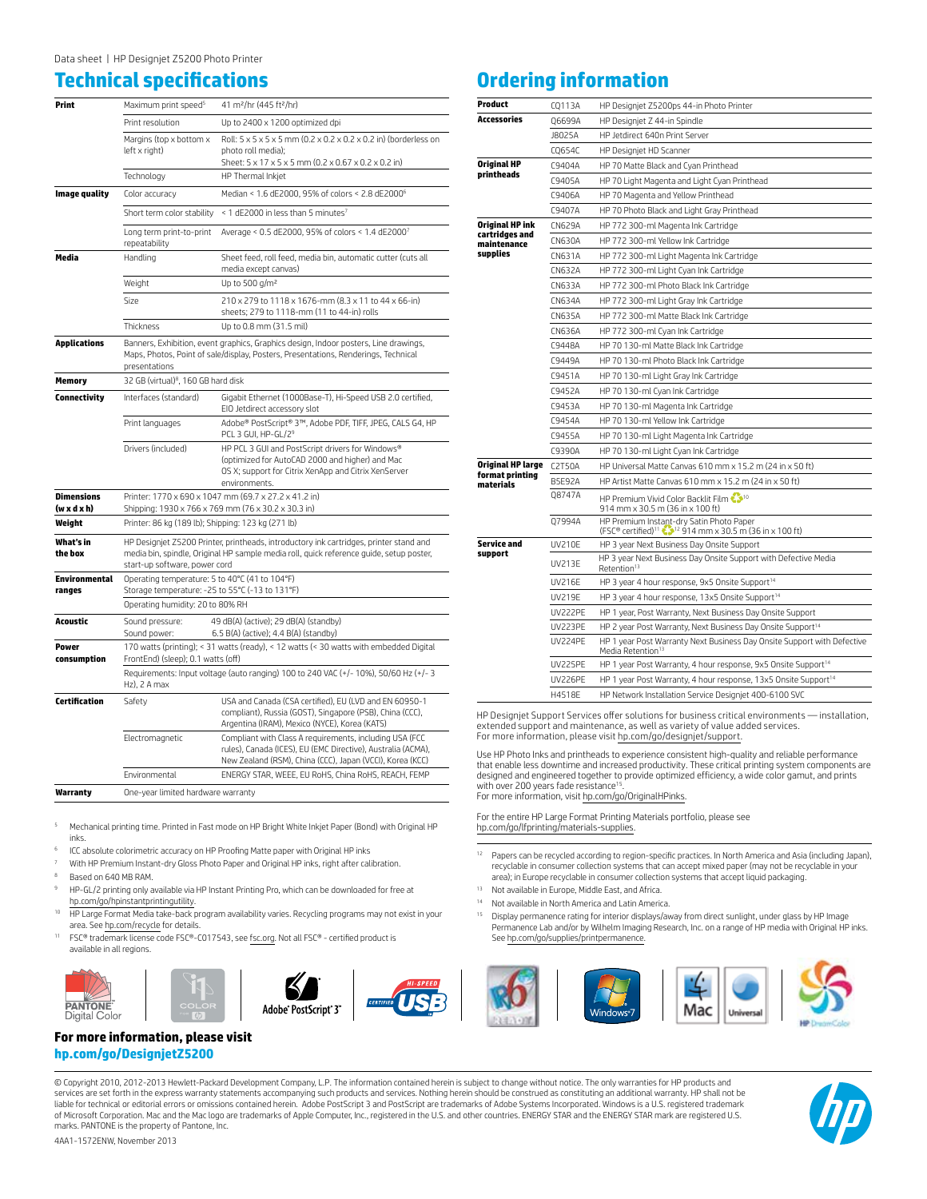## Technical specifications

| | | |
|---|---|---|
| **Print** | Maximum print speed[5] | 41 m²/hr (445 ft²/hr) |
| | Print resolution | Up to 2400 x 1200 optimized dpi |
| | Margins (top x bottom x left x right) | Roll: 5 x 5 x 5 x 5 mm (0.2 x 0.2 x 0.2 x 0.2 in) (borderless on photo roll media); Sheet: 5 x 17 x 5 x 5 mm (0.2 x 0.67 x 0.2 x 0.2 in) |
| | Technology | HP Thermal Inkjet |
| **Image quality** | Color accuracy | Median < 1.6 dE2000, 95% of colors < 2.8 dE2000[6] |
| | Short term color stability | < 1 dE2000 in less than 5 minutes[7] |
| | Long term print-to-print repeatability | Average < 0.5 dE2000, 95% of colors < 1.4 dE2000[7] |
| **Media** | Handling | Sheet feed, roll feed, media bin, automatic cutter (cuts all media except canvas) |
| | Weight | Up to 500 g/m² |
| | Size | 210 x 279 to 1118 x 1676-mm (8.3 x 11 to 44 x 66-in) sheets; 279 to 1118-mm (11 to 44-in) rolls |
| | Thickness | Up to 0.8 mm (31.5 mil) |
| **Applications** | Banners, Exhibition, event graphics, Graphics design, Indoor posters, Line drawings, Maps, Photos, Point of sale/display, Posters, Presentations, Renderings, Technical presentations | |
| **Memory** | 32 GB (virtual)[8], 160 GB hard disk | |
| **Connectivity** | Interfaces (standard) | Gigabit Ethernet (1000Base-T), Hi-Speed USB 2.0 certified, EIO Jetdirect accessory slot |
| | Print languages | Adobe® PostScript® 3™, Adobe PDF, TIFF, JPEG, CALS G4, HP PCL 3 GUI, HP-GL/2[9] |
| | Drivers (included) | HP PCL 3 GUI and PostScript drivers for Windows® (optimized for AutoCAD 2000 and higher) and Mac OS X; support for Citrix XenApp and Citrix XenServer environments. |
| **Dimensions (w x d x h)** | Printer: 1770 x 690 x 1047 mm (69.7 x 27.2 x 41.2 in) Shipping: 1930 x 766 x 769 mm (76 x 30.2 x 30.3 in) | |
| **Weight** | Printer: 86 kg (189 lb); Shipping: 123 kg (271 lb) | |
| **What's in the box** | HP Designjet Z5200 Printer, printheads, introductory ink cartridges, printer stand and media bin, spindle, Original HP sample media roll, quick reference guide, setup poster, start-up software, power cord | |
| **Environmental ranges** | Operating temperature: 5 to 40ºC (41 to 104ºF) Storage temperature: -25 to 55ºC (-13 to 131ºF) | |
| | Operating humidity: 20 to 80% RH | |
| **Acoustic** | Sound pressure: 49 dB(A) (active); 29 dB(A) (standby) Sound power: 6.5 B(A) (active); 4.4 B(A) (standby) | |
| **Power consumption** | 170 watts (printing); < 31 watts (ready), < 12 watts (< 30 watts with embedded Digital FrontEnd) (sleep); 0.1 watts (off) | |
| | Requirements: Input voltage (auto ranging) 100 to 240 VAC (+/- 10%), 50/60 Hz (+/- 3 Hz), 2 A max | |
| **Certification** | Safety | USA and Canada (CSA certified), EU (LVD and EN 60950-1 compliant), Russia (GOST), Singapore (PSB), China (CCC), Argentina (IRAM), Mexico (NYCE), Korea (KATS) |
| | Electromagnetic | Compliant with Class A requirements, including USA (FCC rules), Canada (ICES), EU (EMC Directive), Australia (ACMA), New Zealand (RSM), China (CCC), Japan (VCCI), Korea (KCC) |
| | Environmental | ENERGY STAR, WEEE, EU RoHS, China RoHS, REACH, FEMP |
| **Warranty** | One-year limited hardware warranty | |

5 Mechanical printing time. Printed in Fast mode on HP Bright White Inkjet Paper (Bond) with Original HP inks.
6 ICC absolute colorimetric accuracy on HP Proofing Matte paper with Original HP inks
7 With HP Premium Instant-dry Gloss Photo Paper and Original HP inks, right after calibration.
8 Based on 640 MB RAM.
9 HP-GL/2 printing only available via HP Instant Printing Pro, which can be downloaded for free at hp.com/go/hpinstantprintingutility.
10 HP Large Format Media take-back program availability varies. Recycling programs may not exist in your area. See hp.com/recycle for details.
11 FSC® trademark license code FSC®-C017543, see fsc.org. Not all FSC® - certified product is available in all regions.

## Ordering information

| | | |
|---|---|---|
| **Product** | CQ113A | HP Designjet Z5200ps 44-in Photo Printer |
| **Accessories** | Q6699A | HP Designjet Z 44-in Spindle |
| | J8025A | HP Jetdirect 640n Print Server |
| | CQ654C | HP Designjet HD Scanner |
| **Original HP printheads** | C9404A | HP 70 Matte Black and Cyan Printhead |
| | C9405A | HP 70 Light Magenta and Light Cyan Printhead |
| | C9406A | HP 70 Magenta and Yellow Printhead |
| | C9407A | HP 70 Photo Black and Light Gray Printhead |
| **Original HP ink cartridges and maintenance supplies** | CN629A | HP 772 300-ml Magenta Ink Cartridge |
| | CN630A | HP 772 300-ml Yellow Ink Cartridge |
| | CN631A | HP 772 300-ml Light Magenta Ink Cartridge |
| | CN632A | HP 772 300-ml Light Cyan Ink Cartridge |
| | CN633A | HP 772 300-ml Photo Black Ink Cartridge |
| | CN634A | HP 772 300-ml Light Gray Ink Cartridge |
| | CN635A | HP 772 300-ml Matte Black Ink Cartridge |
| | CN636A | HP 772 300-ml Cyan Ink Cartridge |
| | C9448A | HP 70 130-ml Matte Black Ink Cartridge |
| | C9449A | HP 70 130-ml Photo Black Ink Cartridge |
| | C9451A | HP 70 130-ml Light Gray Ink Cartridge |
| | C9452A | HP 70 130-ml Cyan Ink Cartridge |
| | C9453A | HP 70 130-ml Magenta Ink Cartridge |
| | C9454A | HP 70 130-ml Yellow Ink Cartridge |
| | C9455A | HP 70 130-ml Light Magenta Ink Cartridge |
| | C9390A | HP 70 130-ml Light Cyan Ink Cartridge |
| **Original HP large format printing materials** | C2T50A | HP Universal Matte Canvas 610 mm x 15.2 m (24 in x 50 ft) |
| | B5E92A | HP Artist Matte Canvas 610 mm x 15.2 m (24 in x 50 ft) |
| | Q8747A | HP Premium Vivid Color Backlit Film[10] 914 mm x 30.5 m (36 in x 100 ft) |
| | Q7994A | HP Premium Instant-dry Satin Photo Paper (FSC® certified)[11] [12] 914 mm x 30.5 m (36 in x 100 ft) |
| **Service and support** | UV210E | HP 3 year Next Business Day Onsite Support |
| | UV213E | HP 3 year Next Business Day Onsite Support with Defective Media Retention[13] |
| | UV216E | HP 3 year 4 hour response, 9x5 Onsite Support[14] |
| | UV219E | HP 3 year 4 hour response, 13x5 Onsite Support[14] |
| | UV222PE | HP 1 year, Post Warranty, Next Business Day Onsite Support |
| | UV223PE | HP 2 year Post Warranty, Next Business Day Onsite Support[14] |
| | UV224PE | HP 1 year Post Warranty Next Business Day Onsite Support with Defective Media Retention[13] |
| | UV225PE | HP 1 year Post Warranty, 4 hour response, 9x5 Onsite Support[14] |
| | UV226PE | HP 1 year Post Warranty, 4 hour response, 13x5 Onsite Support[14] |
| | H4518E | HP Network Installation Service Designjet 400-6100 SVC |

HP Designjet Support Services offer solutions for business critical environments — installation, extended support and maintenance, as well as variety of value added services.
For more information, please visit hp.com/go/designjet/support.

Use HP Photo Inks and printheads to experience consistent high-quality and reliable performance that enable less downtime and increased productivity. These critical printing system components are designed and engineered together to provide optimized efficiency, a wide color gamut, and prints with over 200 years fade resistance[15].
For more information, visit hp.com/go/OriginalHPinks.

For the entire HP Large Format Printing Materials portfolio, please see hp.com/go/lfprinting/materials-supplies.

12 Papers can be recycled according to region-specific practices. In North America and Asia (including Japan), recyclable in consumer collection systems that can accept mixed paper (may not be recyclable in your area); in Europe recyclable in consumer collection systems that accept liquid packaging.
13 Not available in Europe, Middle East, and Africa.
14 Not available in North America and Latin America.
15 Display permanence rating for interior displays/away from direct sunlight, under glass by HP Image Permanence Lab and/or by Wilhelm Imaging Research, Inc. on a range of HP media with Original HP inks. See hp.com/go/supplies/printpermanence.

**For more information, please visit**
**hp.com/go/DesignjetZ5200**

© Copyright 2010, 2012-2013 Hewlett-Packard Development Company, L.P. The information contained herein is subject to change without notice. The only warranties for HP products and services are set forth in the express warranty statements accompanying such products and services. Nothing herein should be construed as constituting an additional warranty. HP shall not be liable for technical or editorial errors or omissions contained herein. Adobe PostScript 3 and PostScript are trademarks of Adobe Systems Incorporated. Windows is a U.S. registered trademark of Microsoft Corporation. Mac and the Mac logo are trademarks of Apple Computer, Inc., registered in the U.S. and other countries. ENERGY STAR and the ENERGY STAR mark are registered U.S. marks. PANTONE is the property of Pantone, Inc.

4AA1-1572ENW, November 2013